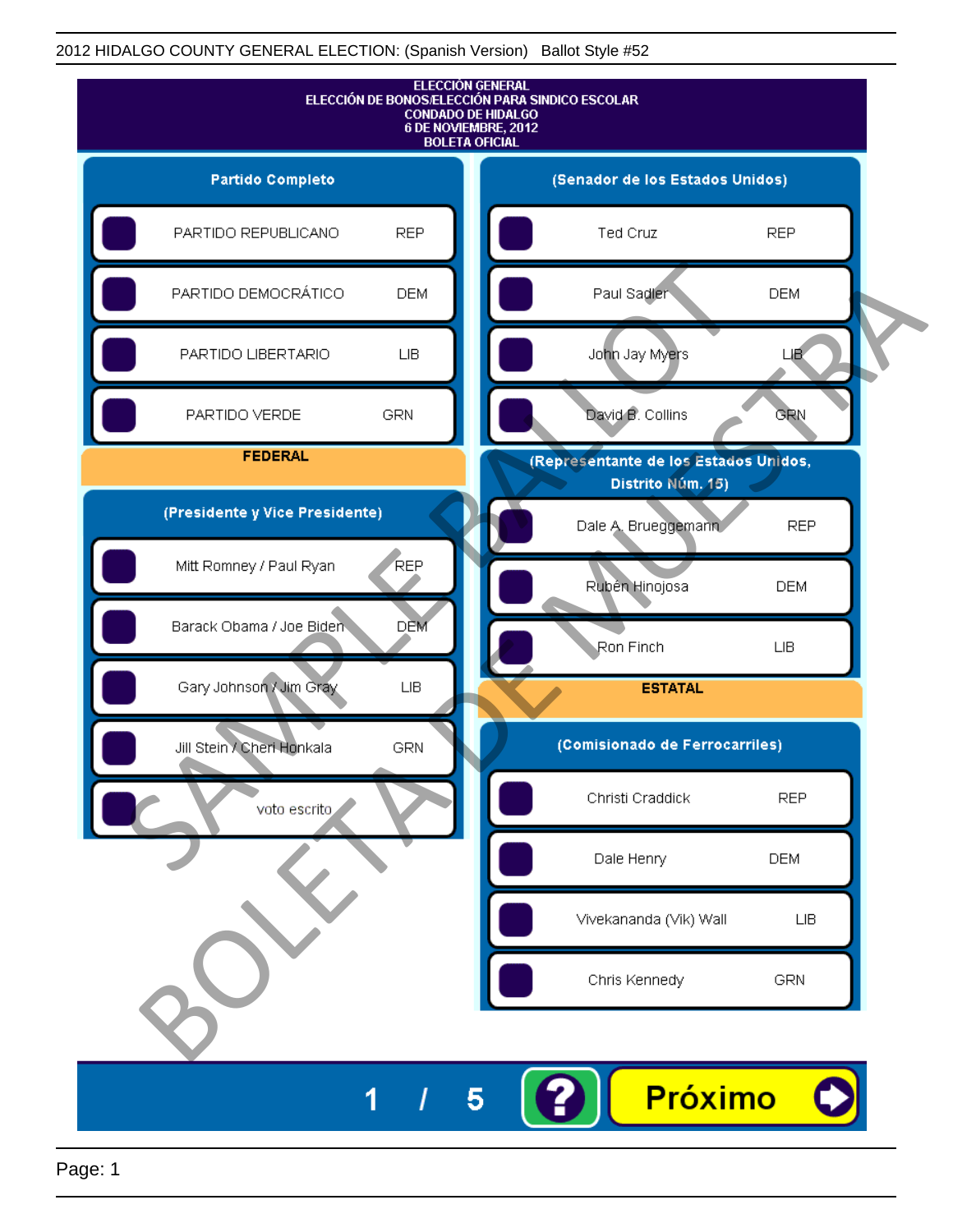2012 HIDALGO COUNTY GENERAL ELECTION: (Spanish Version) Ballot Style #52

# ELECCIÓN GENERAL
## ELECCIÓN DE BONOS/ELECCIÓN PARA SINDICO ESCOLAR
## CONDADO DE HIDALGO
## 6 DE NOVIEMBRE, 2012
## BOLETA OFICIAL

### Partido Completo

| Partido | |
|---|---|
| PARTIDO REPUBLICANO | REP |
| PARTIDO DEMOCRÁTICO | DEM |
| PARTIDO LIBERTARIO | LIB |
| PARTIDO VERDE | GRN |

### FEDERAL

### (Presidente y Vice Presidente)

| Candidato | Partido |
|---|---|
| Mitt Romney / Paul Ryan | REP |
| Barack Obama / Joe Biden | DEM |
| Gary Johnson / Jim Gray | LIB |
| Jill Stein / Cheri Honkala | GRN |
| voto escrito | |

### (Senador de los Estados Unidos)

| Candidato | Partido |
|---|---|
| Ted Cruz | REP |
| Paul Sadler | DEM |
| John Jay Myers | LIB |
| David B. Collins | GRN |

### (Representante de los Estados Unidos, Distrito Núm. 15)

| Candidato | Partido |
|---|---|
| Dale A. Brueggemann | REP |
| Rubén Hinojosa | DEM |
| Ron Finch | LIB |

### ESTATAL

### (Comisionado de Ferrocarriles)

| Candidato | Partido |
|---|---|
| Christi Craddick | REP |
| Dale Henry | DEM |
| Vivekananda (Vik) Wall | LIB |
| Chris Kennedy | GRN |

SAMPLE BALLOT BOLETA DE MUESTRA

1 / 5

Próximo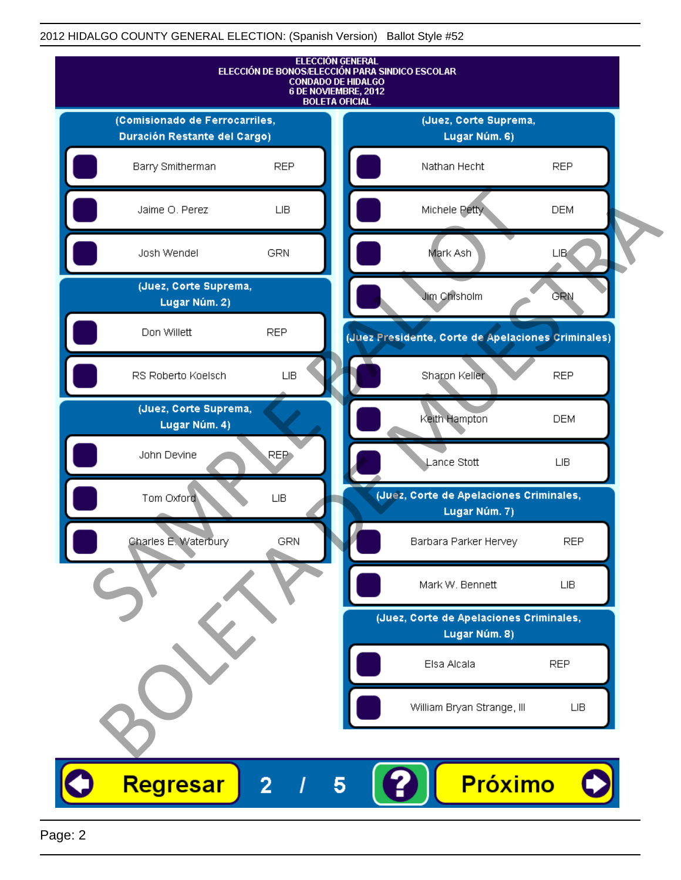2012 HIDALGO COUNTY GENERAL ELECTION: (Spanish Version) Ballot Style #52

# ELECCIÓN GENERAL
## ELECCIÓN DE BONOS/ELECCIÓN PARA SINDICO ESCOLAR
### CONDADO DE HIDALGO
### 6 DE NOVIEMBRE, 2012
### BOLETA OFICIAL

**(Comisionado de Ferrocarriles, Duración Restante del Cargo)**

| Candidato | Partido |
|---|---|
| Barry Smitherman | REP |
| Jaime O. Perez | LIB |
| Josh Wendel | GRN |

**(Juez, Corte Suprema, Lugar Núm. 2)**

| Candidato | Partido |
|---|---|
| Don Willett | REP |
| RS Roberto Koelsch | LIB |

**(Juez, Corte Suprema, Lugar Núm. 4)**

| Candidato | Partido |
|---|---|
| John Devine | REP |
| Tom Oxford | LIB |
| Charles E. Waterbury | GRN |

**(Juez, Corte Suprema, Lugar Núm. 6)**

| Candidato | Partido |
|---|---|
| Nathan Hecht | REP |
| Michele Petty | DEM |
| Mark Ash | LIB |
| Jim Chisholm | GRN |

**(Juez Presidente, Corte de Apelaciones Criminales)**

| Candidato | Partido |
|---|---|
| Sharon Keller | REP |
| Keith Hampton | DEM |
| Lance Stott | LIB |

**(Juez, Corte de Apelaciones Criminales, Lugar Núm. 7)**

| Candidato | Partido |
|---|---|
| Barbara Parker Hervey | REP |
| Mark W. Bennett | LIB |

**(Juez, Corte de Apelaciones Criminales, Lugar Núm. 8)**

| Candidato | Partido |
|---|---|
| Elsa Alcala | REP |
| William Bryan Strange, III | LIB |

SAMPLE BALLOT — BOLETA DE MUESTRA

Regresar 2 / 5 ? Próximo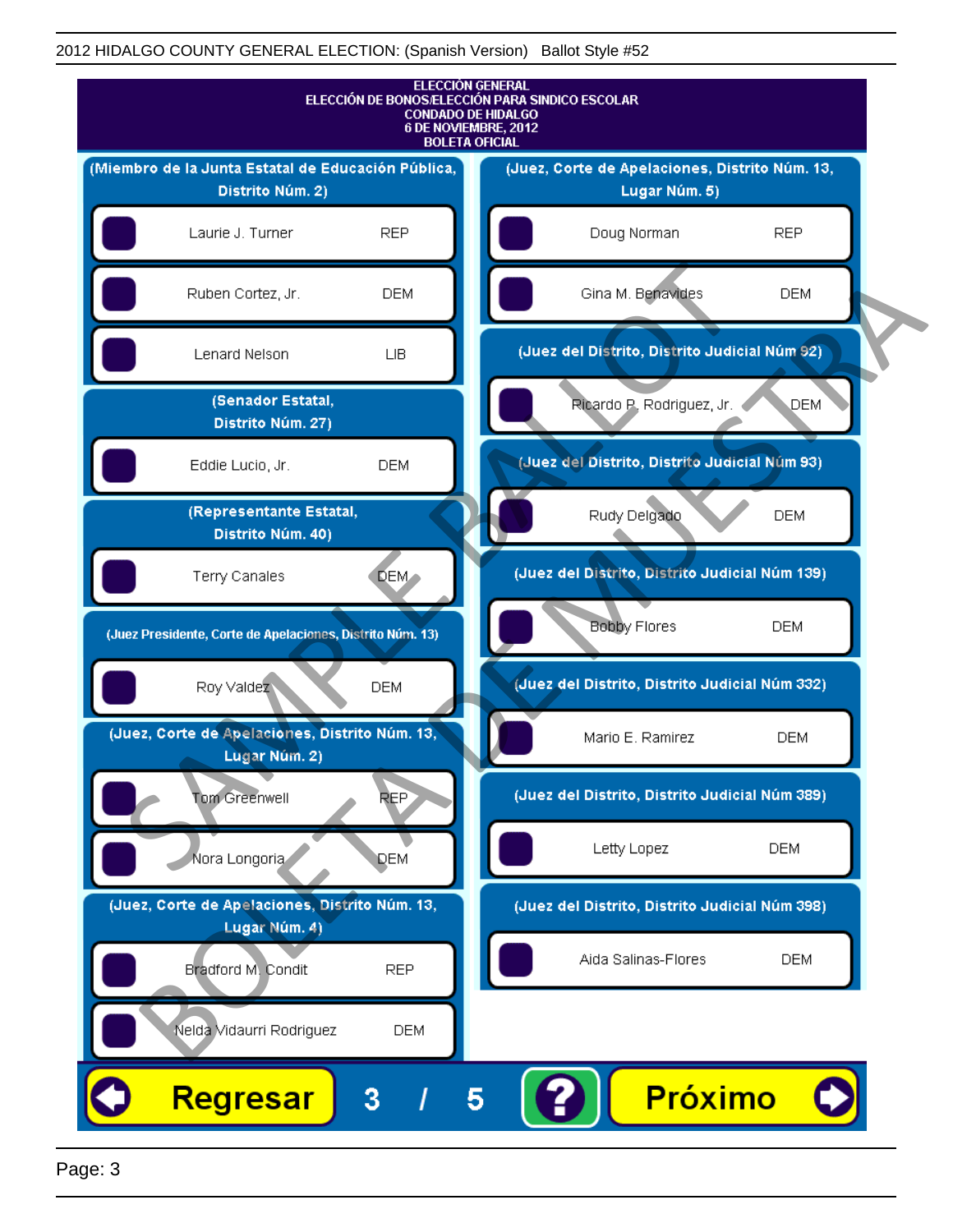2012 HIDALGO COUNTY GENERAL ELECTION: (Spanish Version) Ballot Style #52

**ELECCIÓN GENERAL**
**ELECCIÓN DE BONOS/ELECCIÓN PARA SINDICO ESCOLAR**
**CONDADO DE HIDALGO**
**6 DE NOVIEMBRE, 2012**
**BOLETA OFICIAL**

### (Miembro de la Junta Estatal de Educación Pública, Distrito Núm. 2)

| Candidato | Partido |
| --- | --- |
| Laurie J. Turner | REP |
| Ruben Cortez, Jr. | DEM |
| Lenard Nelson | LIB |

### (Senador Estatal, Distrito Núm. 27)

| Candidato | Partido |
| --- | --- |
| Eddie Lucio, Jr. | DEM |

### (Representante Estatal, Distrito Núm. 40)

| Candidato | Partido |
| --- | --- |
| Terry Canales | DEM |

### (Juez Presidente, Corte de Apelaciones, Distrito Núm. 13)

| Candidato | Partido |
| --- | --- |
| Roy Valdez | DEM |

### (Juez, Corte de Apelaciones, Distrito Núm. 13, Lugar Núm. 2)

| Candidato | Partido |
| --- | --- |
| Tom Greenwell | REP |
| Nora Longoria | DEM |

### (Juez, Corte de Apelaciones, Distrito Núm. 13, Lugar Núm. 4)

| Candidato | Partido |
| --- | --- |
| Bradford M. Condit | REP |
| Nelda Vidaurri Rodriguez | DEM |

### (Juez, Corte de Apelaciones, Distrito Núm. 13, Lugar Núm. 5)

| Candidato | Partido |
| --- | --- |
| Doug Norman | REP |
| Gina M. Benavides | DEM |

### (Juez del Distrito, Distrito Judicial Núm 92)

| Candidato | Partido |
| --- | --- |
| Ricardo P. Rodriguez, Jr. | DEM |

### (Juez del Distrito, Distrito Judicial Núm 93)

| Candidato | Partido |
| --- | --- |
| Rudy Delgado | DEM |

### (Juez del Distrito, Distrito Judicial Núm 139)

| Candidato | Partido |
| --- | --- |
| Bobby Flores | DEM |

### (Juez del Distrito, Distrito Judicial Núm 332)

| Candidato | Partido |
| --- | --- |
| Mario E. Ramirez | DEM |

### (Juez del Distrito, Distrito Judicial Núm 389)

| Candidato | Partido |
| --- | --- |
| Letty Lopez | DEM |

### (Juez del Distrito, Distrito Judicial Núm 398)

| Candidato | Partido |
| --- | --- |
| Aida Salinas-Flores | DEM |

Regresar 3 / 5 ? Próximo

SAMPLE BALLOT
BOLETA DE MUESTRA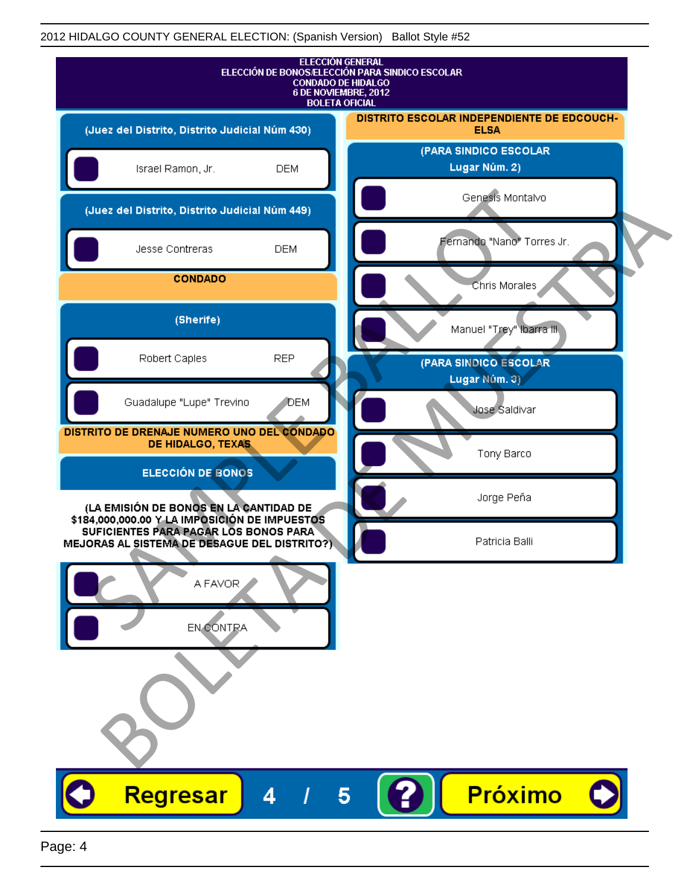2012 HIDALGO COUNTY GENERAL ELECTION: (Spanish Version) Ballot Style #52

**ELECCIÓN GENERAL**
**ELECCIÓN DE BONOS/ELECCIÓN PARA SINDICO ESCOLAR**
**CONDADO DE HIDALGO**
**6 DE NOVIEMBRE, 2012**
**BOLETA OFICIAL**

### (Juez del Distrito, Distrito Judicial Núm 430)

- Israel Ramon, Jr. — DEM

### (Juez del Distrito, Distrito Judicial Núm 449)

- Jesse Contreras — DEM

## CONDADO

### (Sherife)

- Robert Caples — REP
- Guadalupe "Lupe" Trevino — DEM

## DISTRITO DE DRENAJE NUMERO UNO DEL CONDADO DE HIDALGO, TEXAS

### ELECCIÓN DE BONOS

**(LA EMISIÓN DE BONOS EN LA CANTIDAD DE $184,000,000.00 Y LA IMPOSICIÓN DE IMPUESTOS SUFICIENTES PARA PAGAR LOS BONOS PARA MEJORAS AL SISTEMA DE DESAGUE DEL DISTRITO?)**

- A FAVOR
- EN CONTRA

## DISTRITO ESCOLAR INDEPENDIENTE DE EDCOUCH-ELSA

### (PARA SINDICO ESCOLAR Lugar Núm. 2)

- Genesis Montalvo
- Fernando "Nano" Torres Jr.
- Chris Morales
- Manuel "Trey" Ibarra III

### (PARA SINDICO ESCOLAR Lugar Núm. 3)

- Jose Saldivar
- Tony Barco
- Jorge Peña
- Patricia Balli

SAMPLE BALLOT
BOLETA DE MUESTRA

Regresar 4 / 5 ? Próximo

Page: 4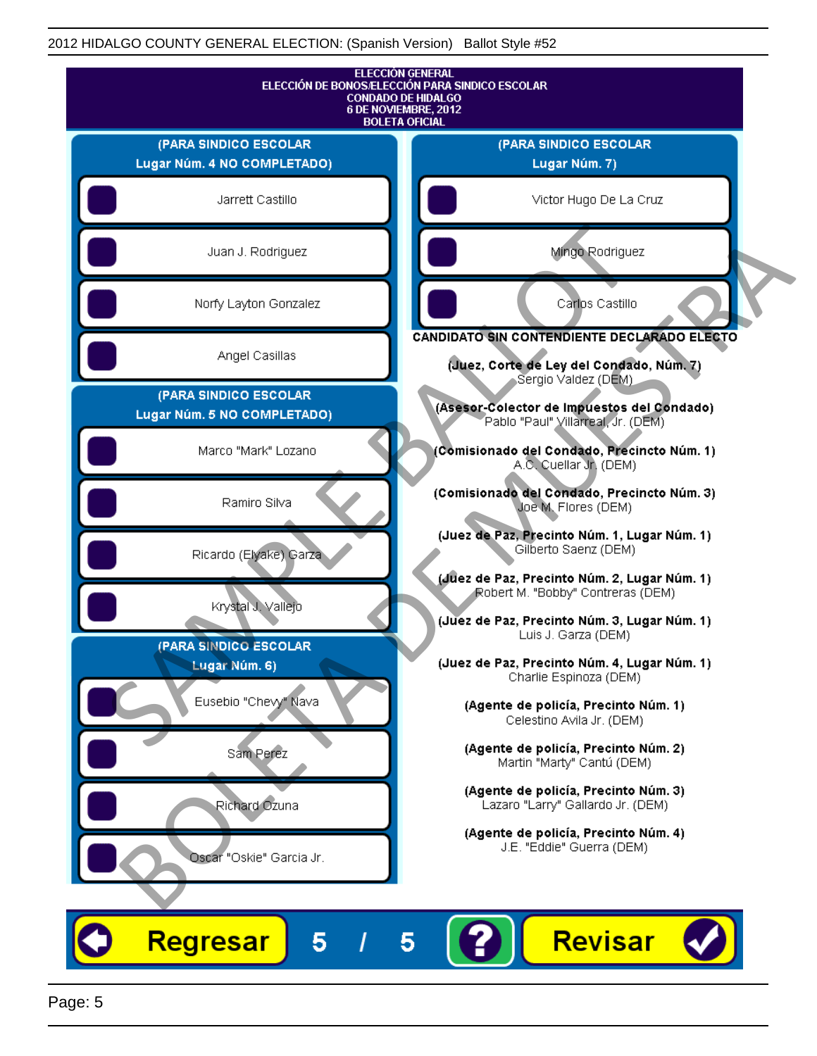# ELECCIÓN GENERAL
## ELECCIÓN DE BONOS/ELECCIÓN PARA SINDICO ESCOLAR
## CONDADO DE HIDALGO
## 6 DE NOVIEMBRE, 2012
## BOLETA OFICIAL

### (PARA SINDICO ESCOLAR Lugar Núm. 4 NO COMPLETADO)

- Jarrett Castillo
- Juan J. Rodriguez
- Norfy Layton Gonzalez
- Angel Casillas

### (PARA SINDICO ESCOLAR Lugar Núm. 5 NO COMPLETADO)

- Marco "Mark" Lozano
- Ramiro Silva
- Ricardo (Elyake) Garza
- Krystal J. Vallejo

### (PARA SINDICO ESCOLAR Lugar Núm. 6)

- Eusebio "Chevy" Nava
- Sam Perez
- Richard Ozuna
- Oscar "Oskie" Garcia Jr.

### (PARA SINDICO ESCOLAR Lugar Núm. 7)

- Victor Hugo De La Cruz
- Mingo Rodriguez
- Carlos Castillo

### CANDIDATO SIN CONTENDIENTE DECLARADO ELECTO

**(Juez, Corte de Ley del Condado, Núm. 7)**
Sergio Valdez (DEM)

**(Asesor-Colector de Impuestos del Condado)**
Pablo "Paul" Villarreal, Jr. (DEM)

**(Comisionado del Condado, Precincto Núm. 1)**
A.C. Cuellar Jr. (DEM)

**(Comisionado del Condado, Precincto Núm. 3)**
Joe M. Flores (DEM)

**(Juez de Paz, Precinto Núm. 1, Lugar Núm. 1)**
Gilberto Saenz (DEM)

**(Juez de Paz, Precinto Núm. 2, Lugar Núm. 1)**
Robert M. "Bobby" Contreras (DEM)

**(Juez de Paz, Precinto Núm. 3, Lugar Núm. 1)**
Luis J. Garza (DEM)

**(Juez de Paz, Precinto Núm. 4, Lugar Núm. 1)**
Charlie Espinoza (DEM)

**(Agente de policía, Precinto Núm. 1)**
Celestino Avila Jr. (DEM)

**(Agente de policía, Precinto Núm. 2)**
Martin "Marty" Cantú (DEM)

**(Agente de policía, Precinto Núm. 3)**
Lazaro "Larry" Gallardo Jr. (DEM)

**(Agente de policía, Precinto Núm. 4)**
J.E. "Eddie" Guerra (DEM)

Regresar | 5 / 5 | ? | Revisar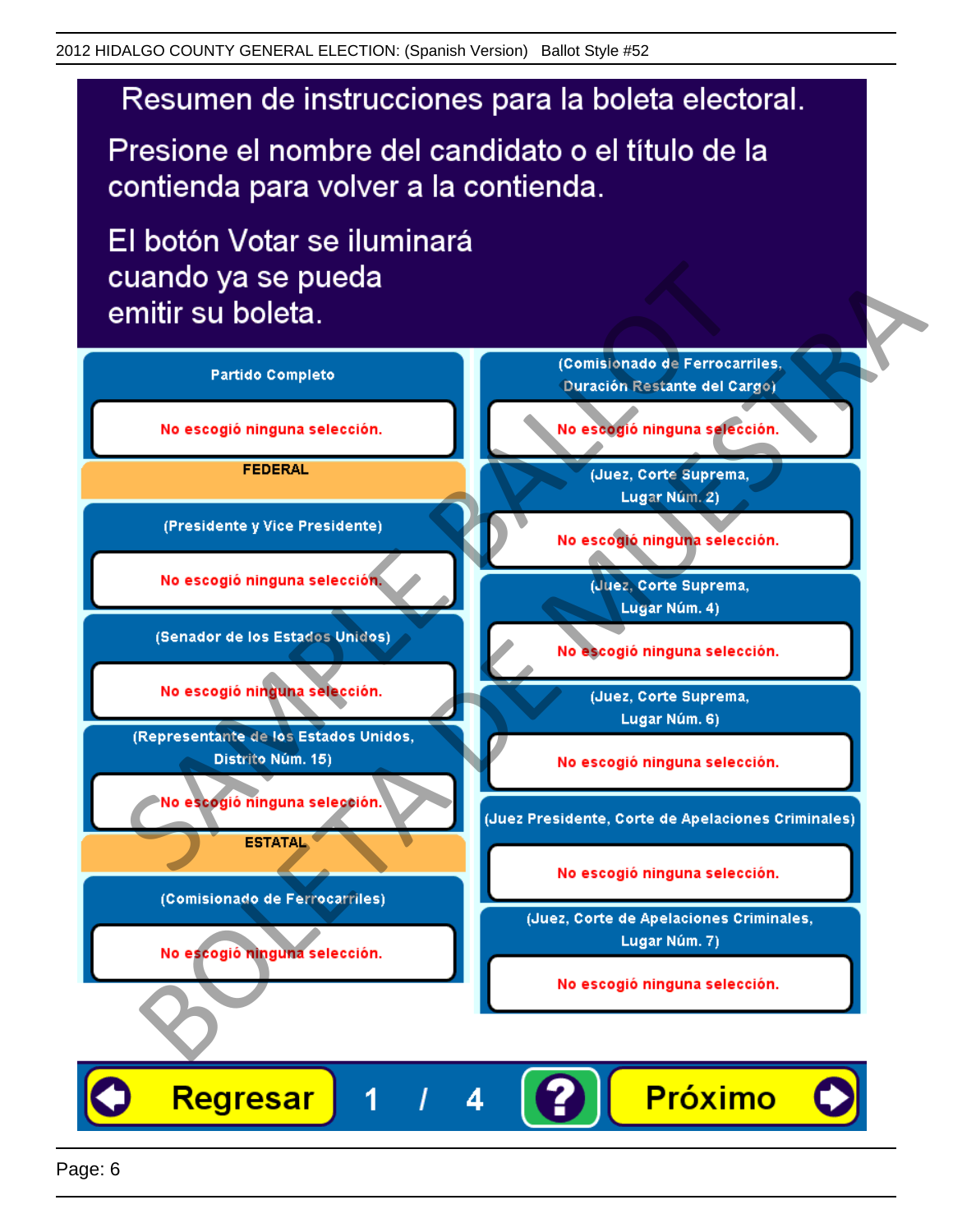# Resumen de instrucciones para la boleta electoral.

Presione el nombre del candidato o el título de la contienda para volver a la contienda.

El botón Votar se iluminará cuando ya se pueda emitir su boleta.

**Partido Completo**

No escogió ninguna selección.

**FEDERAL**

**(Presidente y Vice Presidente)**

No escogió ninguna selección.

**(Senador de los Estados Unidos)**

No escogió ninguna selección.

**(Representante de los Estados Unidos, Distrito Núm. 15)**

No escogió ninguna selección.

**ESTATAL**

**(Comisionado de Ferrocarriles)**

No escogió ninguna selección.

**(Comisionado de Ferrocarriles, Duración Restante del Cargo)**

No escogió ninguna selección.

**(Juez, Corte Suprema, Lugar Núm. 2)**

No escogió ninguna selección.

**(Juez, Corte Suprema, Lugar Núm. 4)**

No escogió ninguna selección.

**(Juez, Corte Suprema, Lugar Núm. 6)**

No escogió ninguna selección.

**(Juez Presidente, Corte de Apelaciones Criminales)**

No escogió ninguna selección.

**(Juez, Corte de Apelaciones Criminales, Lugar Núm. 7)**

No escogió ninguna selección.

Regresar 1 / 4 ? Próximo

SAMPLE BALLOT BOLETA DE MUESTRA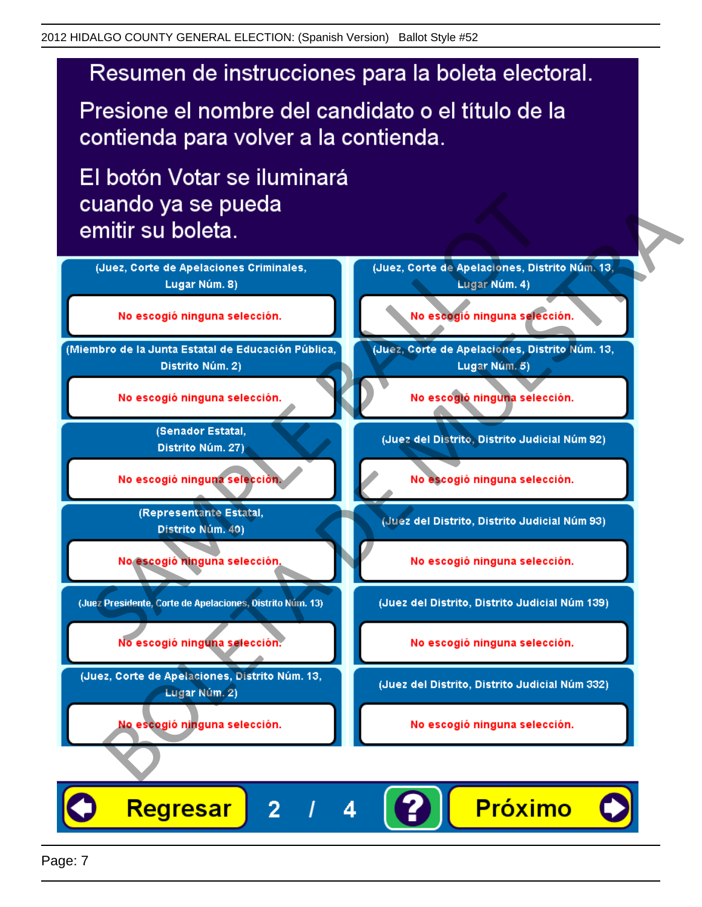# Resumen de instrucciones para la boleta electoral.

Presione el nombre del candidato o el título de la contienda para volver a la contienda.

El botón Votar se iluminará cuando ya se pueda emitir su boleta.

**(Juez, Corte de Apelaciones Criminales, Lugar Núm. 8)**

No escogió ninguna selección.

**(Miembro de la Junta Estatal de Educación Pública, Distrito Núm. 2)**

No escogió ninguna selección.

**(Senador Estatal, Distrito Núm. 27)**

No escogió ninguna selección.

**(Representante Estatal, Distrito Núm. 40)**

No escogió ninguna selección.

**(Juez Presidente, Corte de Apelaciones, Distrito Núm. 13)**

No escogió ninguna selección.

**(Juez, Corte de Apelaciones, Distrito Núm. 13, Lugar Núm. 2)**

No escogió ninguna selección.

**(Juez, Corte de Apelaciones, Distrito Núm. 13, Lugar Núm. 4)**

No escogió ninguna selección.

**(Juez, Corte de Apelaciones, Distrito Núm. 13, Lugar Núm. 5)**

No escogió ninguna selección.

**(Juez del Distrito, Distrito Judicial Núm 92)**

No escogió ninguna selección.

**(Juez del Distrito, Distrito Judicial Núm 93)**

No escogió ninguna selección.

**(Juez del Distrito, Distrito Judicial Núm 139)**

No escogió ninguna selección.

**(Juez del Distrito, Distrito Judicial Núm 332)**

No escogió ninguna selección.

Regresar    2 / 4    ?    Próximo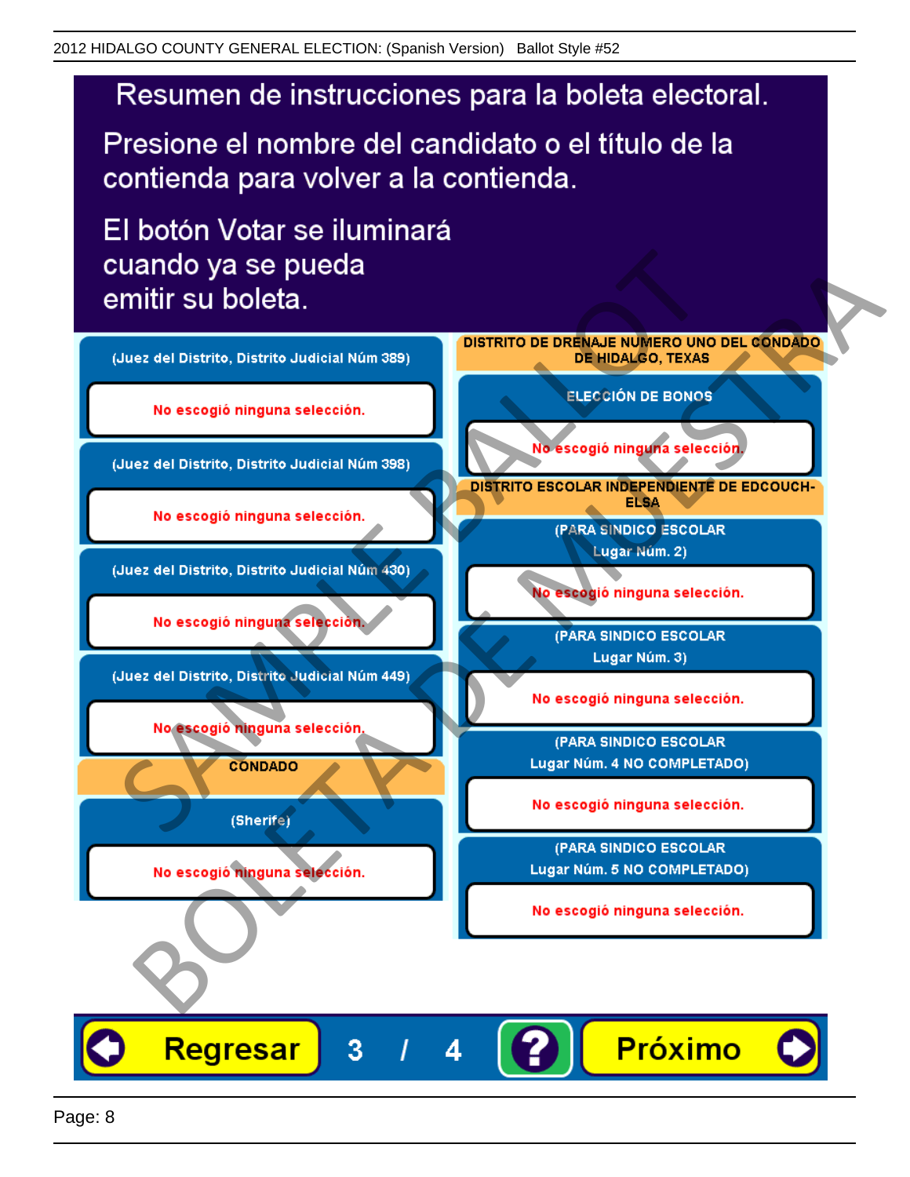# Resumen de instrucciones para la boleta electoral.

Presione el nombre del candidato o el título de la contienda para volver a la contienda.

El botón Votar se iluminará cuando ya se pueda emitir su boleta.

(Juez del Distrito, Distrito Judicial Núm 389)

No escogió ninguna selección.

(Juez del Distrito, Distrito Judicial Núm 398)

No escogió ninguna selección.

(Juez del Distrito, Distrito Judicial Núm 430)

No escogió ninguna selección.

(Juez del Distrito, Distrito Judicial Núm 449)

No escogió ninguna selección.

**CONDADO**

(Sherife)

No escogió ninguna selección.

**DISTRITO DE DRENAJE NUMERO UNO DEL CONDADO DE HIDALGO, TEXAS**

ELECCIÓN DE BONOS

No escogió ninguna selección.

**DISTRITO ESCOLAR INDEPENDIENTE DE EDCOUCH-ELSA**

(PARA SINDICO ESCOLAR Lugar Núm. 2)

No escogió ninguna selección.

(PARA SINDICO ESCOLAR Lugar Núm. 3)

No escogió ninguna selección.

(PARA SINDICO ESCOLAR Lugar Núm. 4 NO COMPLETADO)

No escogió ninguna selección.

(PARA SINDICO ESCOLAR Lugar Núm. 5 NO COMPLETADO)

No escogió ninguna selección.

Regresar 3 / 4 ? Próximo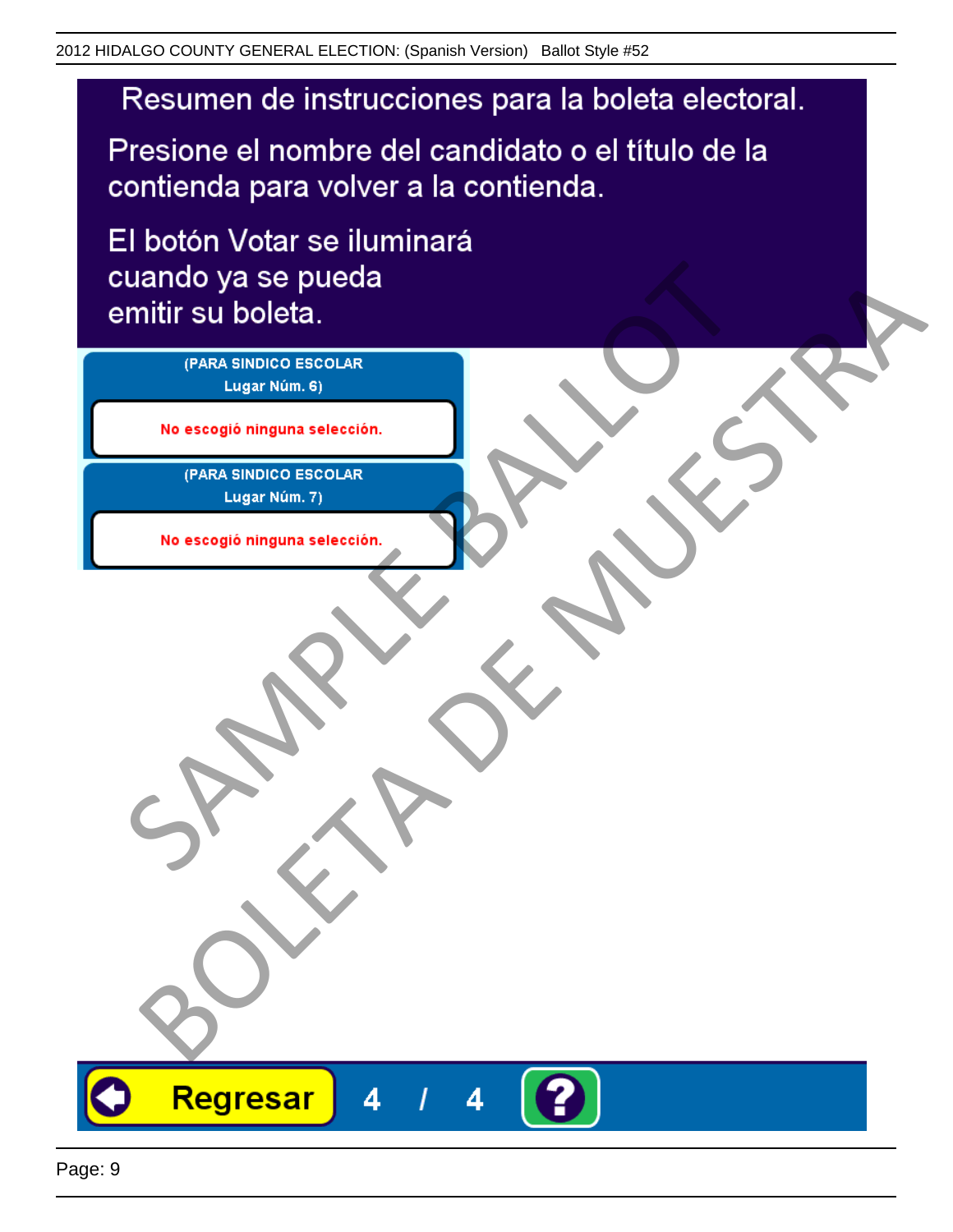# Resumen de instrucciones para la boleta electoral.

Presione el nombre del candidato o el título de la contienda para volver a la contienda.

El botón Votar se iluminará cuando ya se pueda emitir su boleta.

(PARA SINDICO ESCOLAR
Lugar Núm. 6)

No escogió ninguna selección.

(PARA SINDICO ESCOLAR
Lugar Núm. 7)

No escogió ninguna selección.

SAMPLE BALLOT
BOLETA DE MUESTRA

Regresar   4 / 4   ?